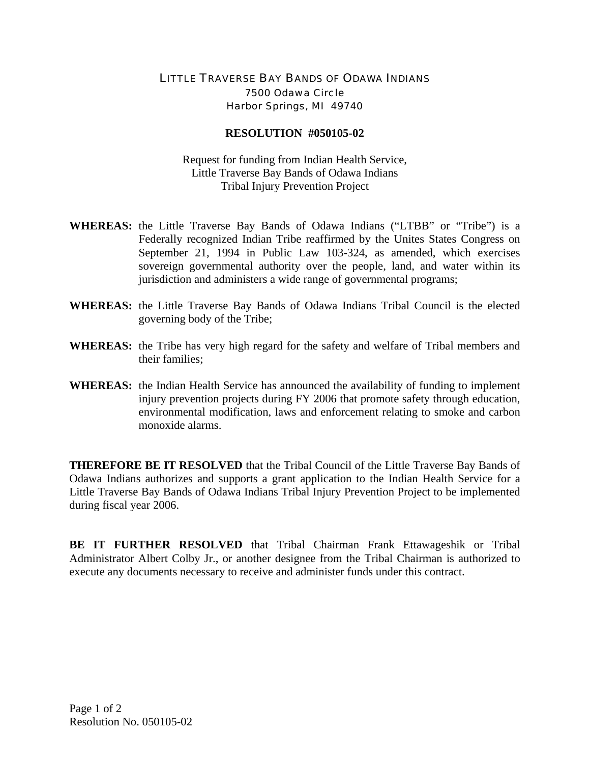LITTLE TRAVERSE BAY BANDS OF ODAWA INDIANS
7500 Odawa Circle
Harbor Springs, MI 49740

**RESOLUTION #050105-02**

Request for funding from Indian Health Service,
Little Traverse Bay Bands of Odawa Indians
Tribal Injury Prevention Project

**WHEREAS:** the Little Traverse Bay Bands of Odawa Indians ("LTBB" or "Tribe") is a Federally recognized Indian Tribe reaffirmed by the Unites States Congress on September 21, 1994 in Public Law 103-324, as amended, which exercises sovereign governmental authority over the people, land, and water within its jurisdiction and administers a wide range of governmental programs;

**WHEREAS:** the Little Traverse Bay Bands of Odawa Indians Tribal Council is the elected governing body of the Tribe;

**WHEREAS:** the Tribe has very high regard for the safety and welfare of Tribal members and their families;

**WHEREAS:** the Indian Health Service has announced the availability of funding to implement injury prevention projects during FY 2006 that promote safety through education, environmental modification, laws and enforcement relating to smoke and carbon monoxide alarms.

**THEREFORE BE IT RESOLVED** that the Tribal Council of the Little Traverse Bay Bands of Odawa Indians authorizes and supports a grant application to the Indian Health Service for a Little Traverse Bay Bands of Odawa Indians Tribal Injury Prevention Project to be implemented during fiscal year 2006.

**BE IT FURTHER RESOLVED** that Tribal Chairman Frank Ettawageshik or Tribal Administrator Albert Colby Jr., or another designee from the Tribal Chairman is authorized to execute any documents necessary to receive and administer funds under this contract.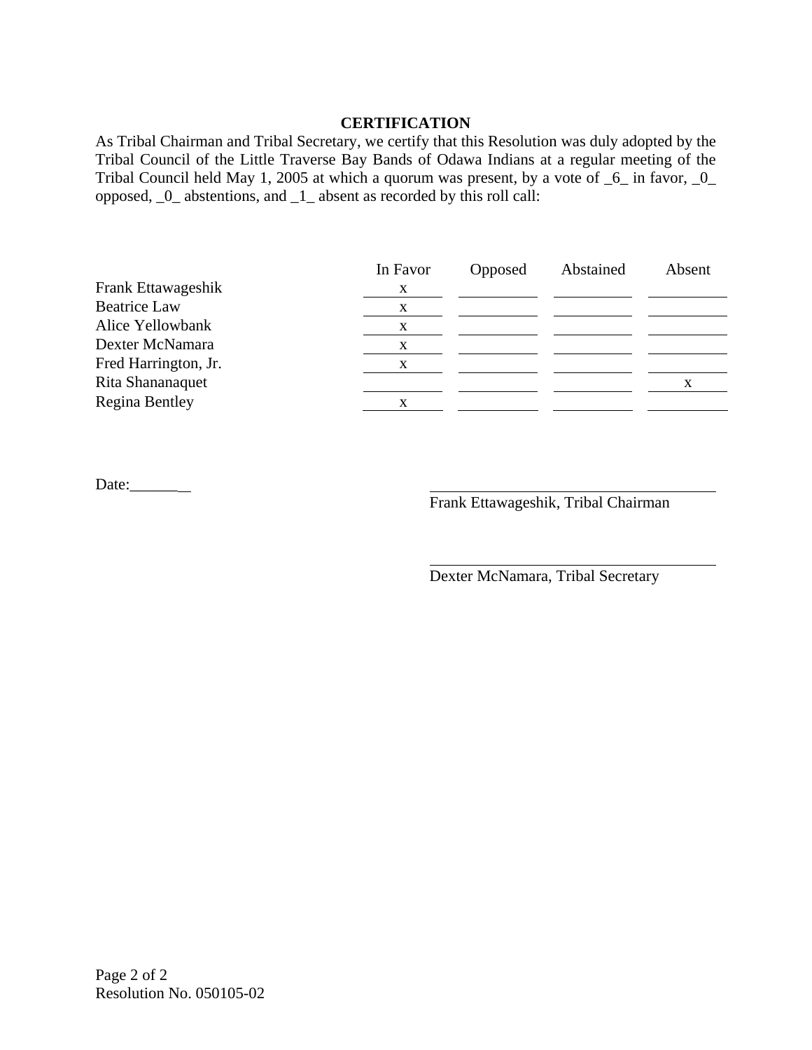**CERTIFICATION**

As Tribal Chairman and Tribal Secretary, we certify that this Resolution was duly adopted by the Tribal Council of the Little Traverse Bay Bands of Odawa Indians at a regular meeting of the Tribal Council held May 1, 2005 at which a quorum was present, by a vote of _6_ in favor, _0_ opposed, _0_ abstentions, and _1_ absent as recorded by this roll call:

| | In Favor | Opposed | Abstained | Absent |
|---|---|---|---|---|
| Frank Ettawageshik | x | | | |
| Beatrice Law | x | | | |
| Alice Yellowbank | x | | | |
| Dexter McNamara | x | | | |
| Fred Harrington, Jr. | x | | | |
| Rita Shananaquet | | | | x |
| Regina Bentley | x | | | |

Date:________

_________________________________
Frank Ettawageshik, Tribal Chairman

_________________________________
Dexter McNamara, Tribal Secretary

Resolution No. 050105-02